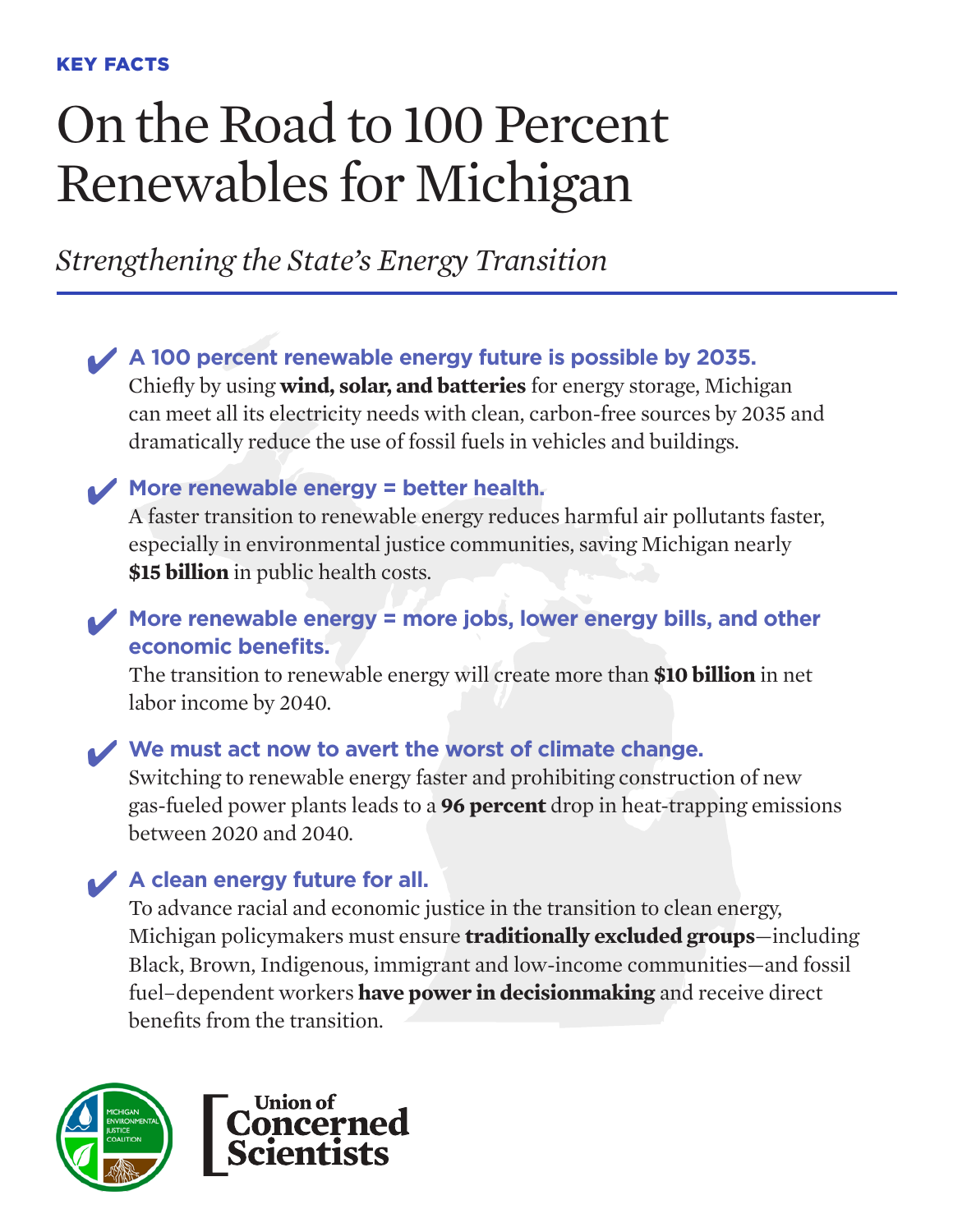KEY FACTS

# On the Road to 100 Percent Renewables for Michigan

*Strengthening the State's Energy Transition*

✔ **A 100 percent renewable energy future is possible by 2035.**
Chiefly by using **wind, solar, and batteries** for energy storage, Michigan can meet all its electricity needs with clean, carbon-free sources by 2035 and dramatically reduce the use of fossil fuels in vehicles and buildings.

✔ **More renewable energy = better health.**
A faster transition to renewable energy reduces harmful air pollutants faster, especially in environmental justice communities, saving Michigan nearly **$15 billion** in public health costs.

✔ **More renewable energy = more jobs, lower energy bills, and other economic benefits.**
The transition to renewable energy will create more than **$10 billion** in net labor income by 2040.

✔ **We must act now to avert the worst of climate change.**
Switching to renewable energy faster and prohibiting construction of new gas-fueled power plants leads to a **96 percent** drop in heat-trapping emissions between 2020 and 2040.

✔ **A clean energy future for all.**
To advance racial and economic justice in the transition to clean energy, Michigan policymakers must ensure **traditionally excluded groups**—including Black, Brown, Indigenous, immigrant and low-income communities—and fossil fuel–dependent workers **have power in decisionmaking** and receive direct benefits from the transition.

Michigan Environmental Justice Coalition

Union of Concerned Scientists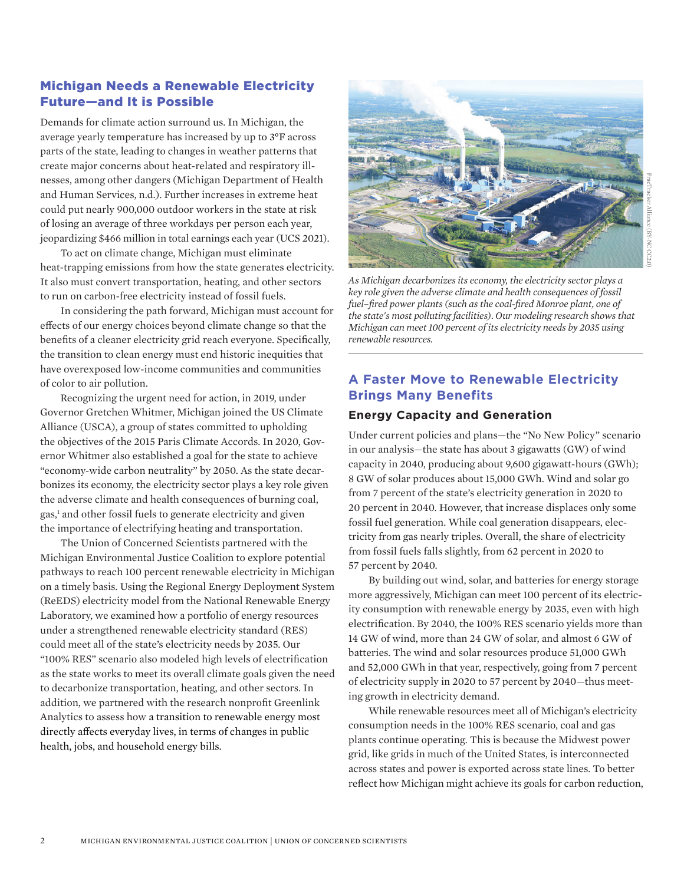## Michigan Needs a Renewable Electricity Future—and It is Possible

Demands for climate action surround us. In Michigan, the average yearly temperature has increased by up to 3°F across parts of the state, leading to changes in weather patterns that create major concerns about heat-related and respiratory illnesses, among other dangers (Michigan Department of Health and Human Services, n.d.). Further increases in extreme heat could put nearly 900,000 outdoor workers in the state at risk of losing an average of three workdays per person each year, jeopardizing $466 million in total earnings each year (UCS 2021).

To act on climate change, Michigan must eliminate heat-trapping emissions from how the state generates electricity. It also must convert transportation, heating, and other sectors to run on carbon-free electricity instead of fossil fuels.

In considering the path forward, Michigan must account for effects of our energy choices beyond climate change so that the benefits of a cleaner electricity grid reach everyone. Specifically, the transition to clean energy must end historic inequities that have overexposed low-income communities and communities of color to air pollution.

Recognizing the urgent need for action, in 2019, under Governor Gretchen Whitmer, Michigan joined the US Climate Alliance (USCA), a group of states committed to upholding the objectives of the 2015 Paris Climate Accords. In 2020, Governor Whitmer also established a goal for the state to achieve "economy-wide carbon neutrality" by 2050. As the state decarbonizes its economy, the electricity sector plays a key role given the adverse climate and health consequences of burning coal, gas,[1] and other fossil fuels to generate electricity and given the importance of electrifying heating and transportation.

The Union of Concerned Scientists partnered with the Michigan Environmental Justice Coalition to explore potential pathways to reach 100 percent renewable electricity in Michigan on a timely basis. Using the Regional Energy Deployment System (ReEDS) electricity model from the National Renewable Energy Laboratory, we examined how a portfolio of energy resources under a strengthened renewable electricity standard (RES) could meet all of the state's electricity needs by 2035. Our "100% RES" scenario also modeled high levels of electrification as the state works to meet its overall climate goals given the need to decarbonize transportation, heating, and other sectors. In addition, we partnered with the research nonprofit Greenlink Analytics to assess how a transition to renewable energy most directly affects everyday lives, in terms of changes in public health, jobs, and household energy bills.

FracTracker Alliance (BY-NC-CC2.0)

*As Michigan decarbonizes its economy, the electricity sector plays a key role given the adverse climate and health consequences of fossil fuel–fired power plants (such as the coal-fired Monroe plant, one of the state's most polluting facilities). Our modeling research shows that Michigan can meet 100 percent of its electricity needs by 2035 using renewable resources.*

## A Faster Move to Renewable Electricity Brings Many Benefits

### Energy Capacity and Generation

Under current policies and plans—the "No New Policy" scenario in our analysis—the state has about 3 gigawatts (GW) of wind capacity in 2040, producing about 9,600 gigawatt-hours (GWh); 8 GW of solar produces about 15,000 GWh. Wind and solar go from 7 percent of the state's electricity generation in 2020 to 20 percent in 2040. However, that increase displaces only some fossil fuel generation. While coal generation disappears, electricity from gas nearly triples. Overall, the share of electricity from fossil fuels falls slightly, from 62 percent in 2020 to 57 percent by 2040.

By building out wind, solar, and batteries for energy storage more aggressively, Michigan can meet 100 percent of its electricity consumption with renewable energy by 2035, even with high electrification. By 2040, the 100% RES scenario yields more than 14 GW of wind, more than 24 GW of solar, and almost 6 GW of batteries. The wind and solar resources produce 51,000 GWh and 52,000 GWh in that year, respectively, going from 7 percent of electricity supply in 2020 to 57 percent by 2040—thus meeting growth in electricity demand.

While renewable resources meet all of Michigan's electricity consumption needs in the 100% RES scenario, coal and gas plants continue operating. This is because the Midwest power grid, like grids in much of the United States, is interconnected across states and power is exported across state lines. To better reflect how Michigan might achieve its goals for carbon reduction,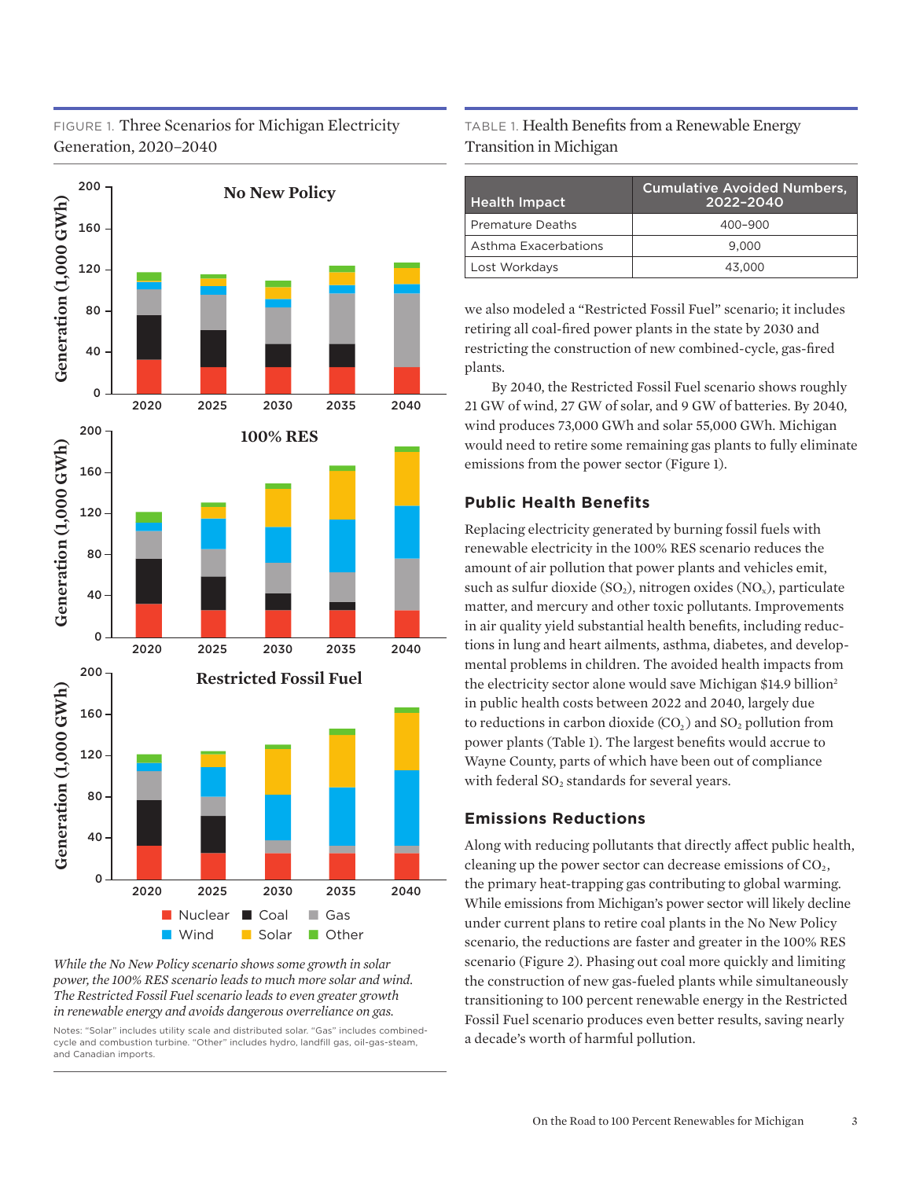FIGURE 1. Three Scenarios for Michigan Electricity Generation, 2020–2040

*While the No New Policy scenario shows some growth in solar power, the 100% RES scenario leads to much more solar and wind. The Restricted Fossil Fuel scenario leads to even greater growth in renewable energy and avoids dangerous overreliance on gas.*

Notes: "Solar" includes utility scale and distributed solar. "Gas" includes combined-cycle and combustion turbine. "Other" includes hydro, landfill gas, oil-gas-steam, and Canadian imports.

TABLE 1. Health Benefits from a Renewable Energy Transition in Michigan

| Health Impact | Cumulative Avoided Numbers, 2022–2040 |
|---|---|
| Premature Deaths | 400–900 |
| Asthma Exacerbations | 9,000 |
| Lost Workdays | 43,000 |

we also modeled a "Restricted Fossil Fuel" scenario; it includes retiring all coal-fired power plants in the state by 2030 and restricting the construction of new combined-cycle, gas-fired plants.

By 2040, the Restricted Fossil Fuel scenario shows roughly 21 GW of wind, 27 GW of solar, and 9 GW of batteries. By 2040, wind produces 73,000 GWh and solar 55,000 GWh. Michigan would need to retire some remaining gas plants to fully eliminate emissions from the power sector (Figure 1).

## Public Health Benefits

Replacing electricity generated by burning fossil fuels with renewable electricity in the 100% RES scenario reduces the amount of air pollution that power plants and vehicles emit, such as sulfur dioxide ($SO_2$), nitrogen oxides ($NO_x$), particulate matter, and mercury and other toxic pollutants. Improvements in air quality yield substantial health benefits, including reductions in lung and heart ailments, asthma, diabetes, and developmental problems in children. The avoided health impacts from the electricity sector alone would save Michigan $14.9 billion[2] in public health costs between 2022 and 2040, largely due to reductions in carbon dioxide ($CO_2$) and $SO_2$ pollution from power plants (Table 1). The largest benefits would accrue to Wayne County, parts of which have been out of compliance with federal $SO_2$ standards for several years.

## Emissions Reductions

Along with reducing pollutants that directly affect public health, cleaning up the power sector can decrease emissions of $CO_2$, the primary heat-trapping gas contributing to global warming. While emissions from Michigan's power sector will likely decline under current plans to retire coal plants in the No New Policy scenario, the reductions are faster and greater in the 100% RES scenario (Figure 2). Phasing out coal more quickly and limiting the construction of new gas-fueled plants while simultaneously transitioning to 100 percent renewable energy in the Restricted Fossil Fuel scenario produces even better results, saving nearly a decade's worth of harmful pollution.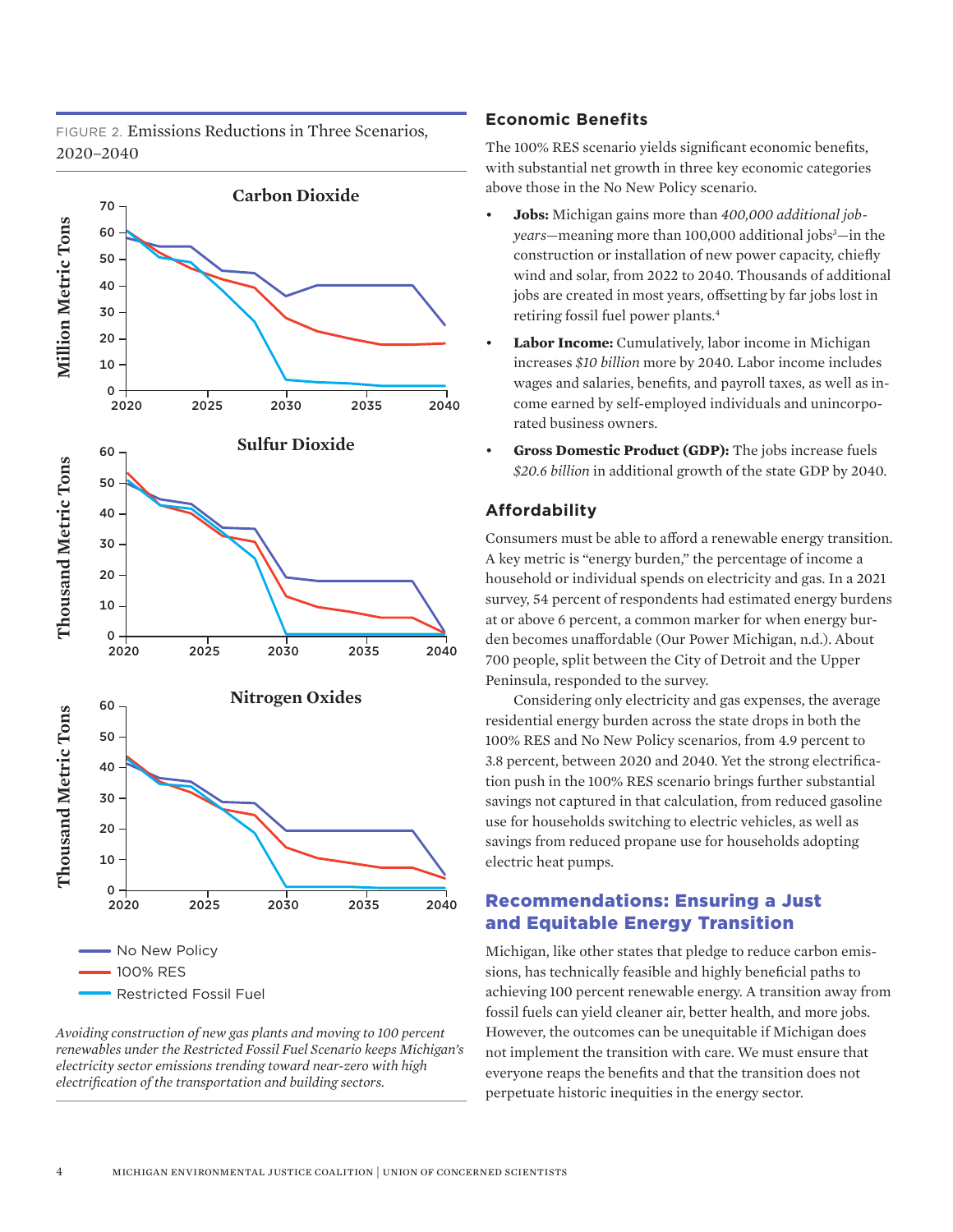FIGURE 2. Emissions Reductions in Three Scenarios, 2020–2040

*Avoiding construction of new gas plants and moving to 100 percent renewables under the Restricted Fossil Fuel Scenario keeps Michigan's electricity sector emissions trending toward near-zero with high electrification of the transportation and building sectors.*

## Economic Benefits

The 100% RES scenario yields significant economic benefits, with substantial net growth in three key economic categories above those in the No New Policy scenario.

- **Jobs:** Michigan gains more than *400,000 additional job-years*—meaning more than 100,000 additional jobs[3]—in the construction or installation of new power capacity, chiefly wind and solar, from 2022 to 2040. Thousands of additional jobs are created in most years, offsetting by far jobs lost in retiring fossil fuel power plants.[4]
- **Labor Income:** Cumulatively, labor income in Michigan increases *$10 billion* more by 2040. Labor income includes wages and salaries, benefits, and payroll taxes, as well as income earned by self-employed individuals and unincorporated business owners.
- **Gross Domestic Product (GDP):** The jobs increase fuels *$20.6 billion* in additional growth of the state GDP by 2040.

## Affordability

Consumers must be able to afford a renewable energy transition. A key metric is "energy burden," the percentage of income a household or individual spends on electricity and gas. In a 2021 survey, 54 percent of respondents had estimated energy burdens at or above 6 percent, a common marker for when energy burden becomes unaffordable (Our Power Michigan, n.d.). About 700 people, split between the City of Detroit and the Upper Peninsula, responded to the survey.

Considering only electricity and gas expenses, the average residential energy burden across the state drops in both the 100% RES and No New Policy scenarios, from 4.9 percent to 3.8 percent, between 2020 and 2040. Yet the strong electrification push in the 100% RES scenario brings further substantial savings not captured in that calculation, from reduced gasoline use for households switching to electric vehicles, as well as savings from reduced propane use for households adopting electric heat pumps.

## Recommendations: Ensuring a Just and Equitable Energy Transition

Michigan, like other states that pledge to reduce carbon emissions, has technically feasible and highly beneficial paths to achieving 100 percent renewable energy. A transition away from fossil fuels can yield cleaner air, better health, and more jobs. However, the outcomes can be unequitable if Michigan does not implement the transition with care. We must ensure that everyone reaps the benefits and that the transition does not perpetuate historic inequities in the energy sector.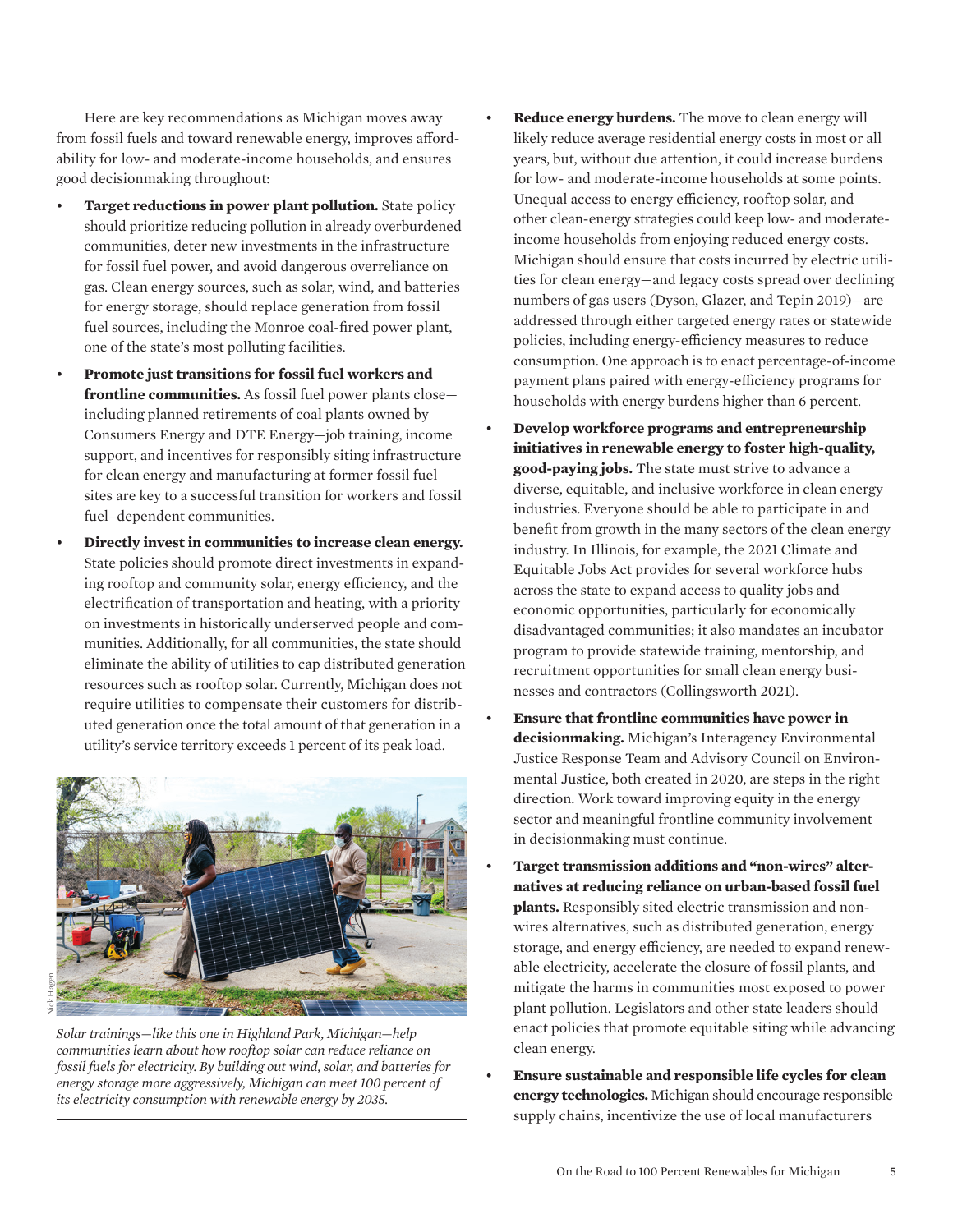Here are key recommendations as Michigan moves away from fossil fuels and toward renewable energy, improves affordability for low- and moderate-income households, and ensures good decisionmaking throughout:

- **Target reductions in power plant pollution.** State policy should prioritize reducing pollution in already overburdened communities, deter new investments in the infrastructure for fossil fuel power, and avoid dangerous overreliance on gas. Clean energy sources, such as solar, wind, and batteries for energy storage, should replace generation from fossil fuel sources, including the Monroe coal-fired power plant, one of the state's most polluting facilities.
- **Promote just transitions for fossil fuel workers and frontline communities.** As fossil fuel power plants close—including planned retirements of coal plants owned by Consumers Energy and DTE Energy—job training, income support, and incentives for responsibly siting infrastructure for clean energy and manufacturing at former fossil fuel sites are key to a successful transition for workers and fossil fuel–dependent communities.
- **Directly invest in communities to increase clean energy.** State policies should promote direct investments in expanding rooftop and community solar, energy efficiency, and the electrification of transportation and heating, with a priority on investments in historically underserved people and communities. Additionally, for all communities, the state should eliminate the ability of utilities to cap distributed generation resources such as rooftop solar. Currently, Michigan does not require utilities to compensate their customers for distributed generation once the total amount of that generation in a utility's service territory exceeds 1 percent of its peak load.

*Solar trainings—like this one in Highland Park, Michigan—help communities learn about how rooftop solar can reduce reliance on fossil fuels for electricity. By building out wind, solar, and batteries for energy storage more aggressively, Michigan can meet 100 percent of its electricity consumption with renewable energy by 2035.*

- **Reduce energy burdens.** The move to clean energy will likely reduce average residential energy costs in most or all years, but, without due attention, it could increase burdens for low- and moderate-income households at some points. Unequal access to energy efficiency, rooftop solar, and other clean-energy strategies could keep low- and moderate-income households from enjoying reduced energy costs. Michigan should ensure that costs incurred by electric utilities for clean energy—and legacy costs spread over declining numbers of gas users (Dyson, Glazer, and Tepin 2019)—are addressed through either targeted energy rates or statewide policies, including energy-efficiency measures to reduce consumption. One approach is to enact percentage-of-income payment plans paired with energy-efficiency programs for households with energy burdens higher than 6 percent.
- **Develop workforce programs and entrepreneurship initiatives in renewable energy to foster high-quality, good-paying jobs.** The state must strive to advance a diverse, equitable, and inclusive workforce in clean energy industries. Everyone should be able to participate in and benefit from growth in the many sectors of the clean energy industry. In Illinois, for example, the 2021 Climate and Equitable Jobs Act provides for several workforce hubs across the state to expand access to quality jobs and economic opportunities, particularly for economically disadvantaged communities; it also mandates an incubator program to provide statewide training, mentorship, and recruitment opportunities for small clean energy businesses and contractors (Collingsworth 2021).
- **Ensure that frontline communities have power in decisionmaking.** Michigan's Interagency Environmental Justice Response Team and Advisory Council on Environmental Justice, both created in 2020, are steps in the right direction. Work toward improving equity in the energy sector and meaningful frontline community involvement in decisionmaking must continue.
- **Target transmission additions and "non-wires" alternatives at reducing reliance on urban-based fossil fuel plants.** Responsibly sited electric transmission and non-wires alternatives, such as distributed generation, energy storage, and energy efficiency, are needed to expand renewable electricity, accelerate the closure of fossil plants, and mitigate the harms in communities most exposed to power plant pollution. Legislators and other state leaders should enact policies that promote equitable siting while advancing clean energy.
- **Ensure sustainable and responsible life cycles for clean energy technologies.** Michigan should encourage responsible supply chains, incentivize the use of local manufacturers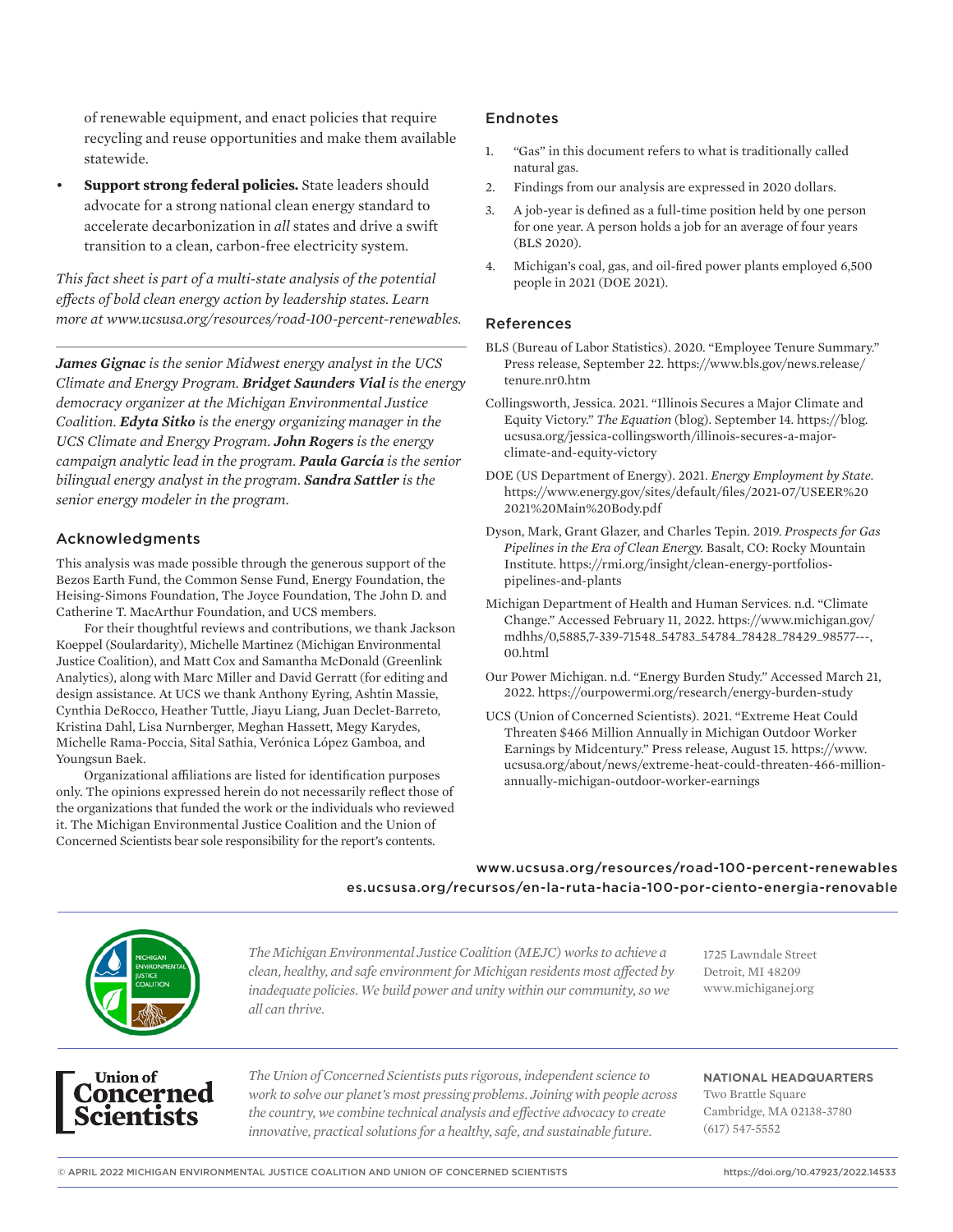of renewable equipment, and enact policies that require recycling and reuse opportunities and make them available statewide.

- **Support strong federal policies.** State leaders should advocate for a strong national clean energy standard to accelerate decarbonization in *all* states and drive a swift transition to a clean, carbon-free electricity system.

*This fact sheet is part of a multi-state analysis of the potential effects of bold clean energy action by leadership states. Learn more at www.ucsusa.org/resources/road-100-percent-renewables.*

***James Gignac*** *is the senior Midwest energy analyst in the UCS Climate and Energy Program.* ***Bridget Saunders Vial*** *is the energy democracy organizer at the Michigan Environmental Justice Coalition.* ***Edyta Sitko*** *is the energy organizing manager in the UCS Climate and Energy Program.* ***John Rogers*** *is the energy campaign analytic lead in the program.* ***Paula García*** *is the senior bilingual energy analyst in the program.* ***Sandra Sattler*** *is the senior energy modeler in the program.*

## Acknowledgments

This analysis was made possible through the generous support of the Bezos Earth Fund, the Common Sense Fund, Energy Foundation, the Heising-Simons Foundation, The Joyce Foundation, The John D. and Catherine T. MacArthur Foundation, and UCS members.

For their thoughtful reviews and contributions, we thank Jackson Koeppel (Soulardarity), Michelle Martinez (Michigan Environmental Justice Coalition), and Matt Cox and Samantha McDonald (Greenlink Analytics), along with Marc Miller and David Gerratt (for editing and design assistance. At UCS we thank Anthony Eyring, Ashtin Massie, Cynthia DeRocco, Heather Tuttle, Jiayu Liang, Juan Declet-Barreto, Kristina Dahl, Lisa Nurnberger, Meghan Hassett, Megy Karydes, Michelle Rama-Poccia, Sital Sathia, Verónica López Gamboa, and Youngsun Baek.

Organizational affiliations are listed for identification purposes only. The opinions expressed herein do not necessarily reflect those of the organizations that funded the work or the individuals who reviewed it. The Michigan Environmental Justice Coalition and the Union of Concerned Scientists bear sole responsibility for the report's contents.

## Endnotes

1. "Gas" in this document refers to what is traditionally called natural gas.
2. Findings from our analysis are expressed in 2020 dollars.
3. A job-year is defined as a full-time position held by one person for one year. A person holds a job for an average of four years (BLS 2020).
4. Michigan's coal, gas, and oil-fired power plants employed 6,500 people in 2021 (DOE 2021).

## References

BLS (Bureau of Labor Statistics). 2020. "Employee Tenure Summary." Press release, September 22. https://www.bls.gov/news.release/tenure.nr0.htm

Collingsworth, Jessica. 2021. "Illinois Secures a Major Climate and Equity Victory." *The Equation* (blog). September 14. https://blog.ucsusa.org/jessica-collingsworth/illinois-secures-a-major-climate-and-equity-victory

DOE (US Department of Energy). 2021. *Energy Employment by State*. https://www.energy.gov/sites/default/files/2021-07/USEER%202021%20Main%20Body.pdf

Dyson, Mark, Grant Glazer, and Charles Tepin. 2019. *Prospects for Gas Pipelines in the Era of Clean Energy.* Basalt, CO: Rocky Mountain Institute. https://rmi.org/insight/clean-energy-portfolios-pipelines-and-plants

Michigan Department of Health and Human Services. n.d. "Climate Change." Accessed February 11, 2022. https://www.michigan.gov/mdhhs/0,5885,7-339-71548_54783_54784_78428_78429_98577---,00.html

Our Power Michigan. n.d. "Energy Burden Study." Accessed March 21, 2022. https://ourpowermi.org/research/energy-burden-study

UCS (Union of Concerned Scientists). 2021. "Extreme Heat Could Threaten $466 Million Annually in Michigan Outdoor Worker Earnings by Midcentury." Press release, August 15. https://www.ucsusa.org/about/news/extreme-heat-could-threaten-466-million-annually-michigan-outdoor-worker-earnings

www.ucsusa.org/resources/road-100-percent-renewables
es.ucsusa.org/recursos/en-la-ruta-hacia-100-por-ciento-energia-renovable

*The Michigan Environmental Justice Coalition (MEJC) works to achieve a clean, healthy, and safe environment for Michigan residents most affected by inadequate policies. We build power and unity within our community, so we all can thrive.*

1725 Lawndale Street
Detroit, MI 48209
www.michiganej.org

*The Union of Concerned Scientists puts rigorous, independent science to work to solve our planet's most pressing problems. Joining with people across the country, we combine technical analysis and effective advocacy to create innovative, practical solutions for a healthy, safe, and sustainable future.*

**NATIONAL HEADQUARTERS**
Two Brattle Square
Cambridge, MA 02138-3780
(617) 547-5552

© APRIL 2022 MICHIGAN ENVIRONMENTAL JUSTICE COALITION AND UNION OF CONCERNED SCIENTISTS    https://doi.org/10.47923/2022.14533